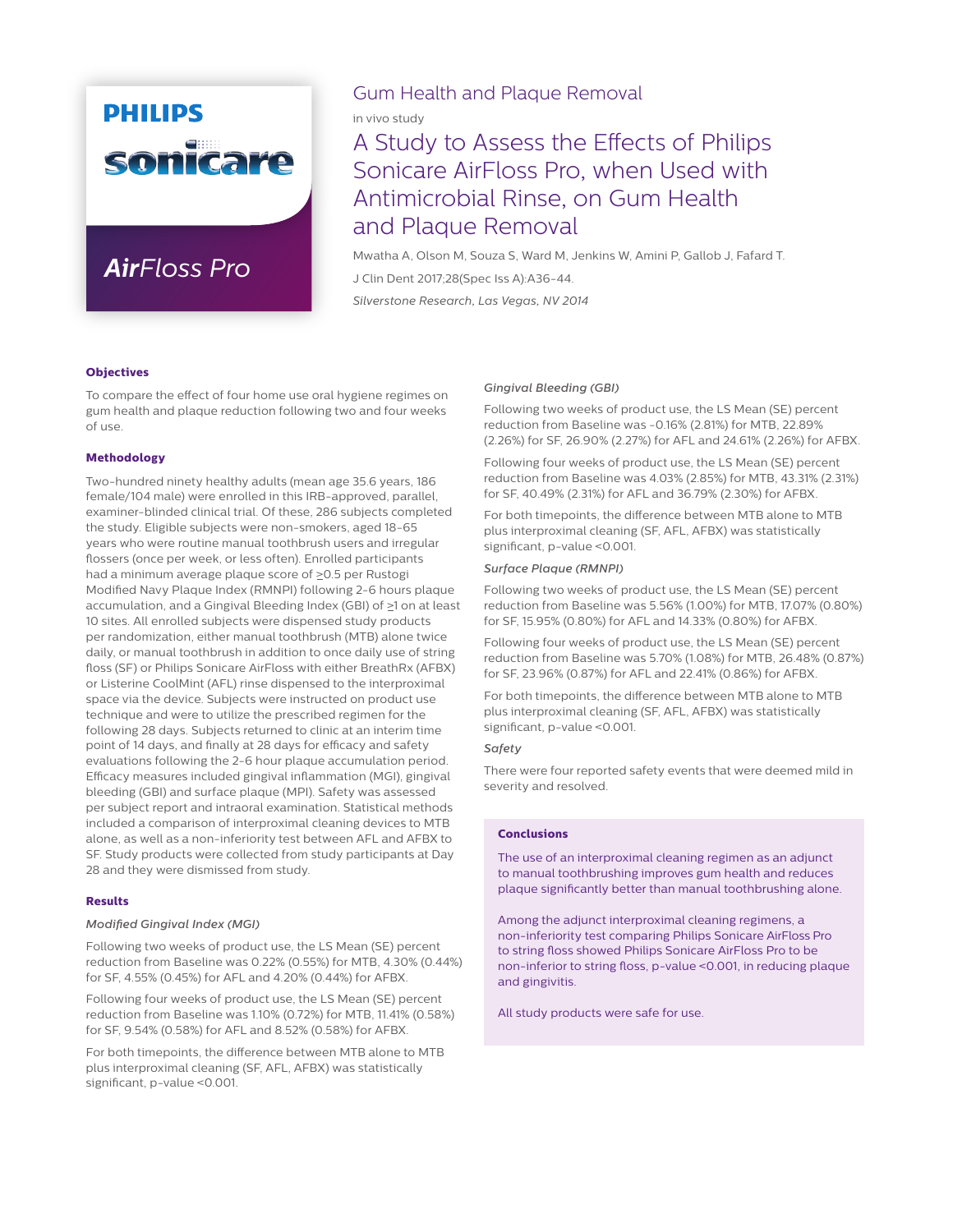PHILIPS

sonicare

**Air**Floss Pro

## Gum Health and Plaque Removal

in vivo study

# A Study to Assess the Effects of Philips Sonicare AirFloss Pro, when Used with Antimicrobial Rinse, on Gum Health and Plaque Removal

Mwatha A, Olson M, Souza S, Ward M, Jenkins W, Amini P, Gallob J, Fafard T.

J Clin Dent 2017;28(Spec Iss A):A36-44.

*Silverstone Research, Las Vegas, NV 2014*

### Objectives

To compare the effect of four home use oral hygiene regimes on gum health and plaque reduction following two and four weeks of use.

### Methodology

Two-hundred ninety healthy adults (mean age 35.6 years, 186 female/104 male) were enrolled in this IRB-approved, parallel, examiner-blinded clinical trial. Of these, 286 subjects completed the study. Eligible subjects were non-smokers, aged 18-65 years who were routine manual toothbrush users and irregular flossers (once per week, or less often). Enrolled participants had a minimum average plaque score of ≥0.5 per Rustogi Modified Navy Plaque Index (RMNPI) following 2-6 hours plaque accumulation, and a Gingival Bleeding Index (GBI) of ≥1 on at least 10 sites. All enrolled subjects were dispensed study products per randomization, either manual toothbrush (MTB) alone twice daily, or manual toothbrush in addition to once daily use of string floss (SF) or Philips Sonicare AirFloss with either BreathRx (AFBX) or Listerine CoolMint (AFL) rinse dispensed to the interproximal space via the device. Subjects were instructed on product use technique and were to utilize the prescribed regimen for the following 28 days. Subjects returned to clinic at an interim time point of 14 days, and finally at 28 days for efficacy and safety evaluations following the 2-6 hour plaque accumulation period. Efficacy measures included gingival inflammation (MGI), gingival bleeding (GBI) and surface plaque (MPI). Safety was assessed per subject report and intraoral examination. Statistical methods included a comparison of interproximal cleaning devices to MTB alone, as well as a non-inferiority test between AFL and AFBX to SF. Study products were collected from study participants at Day 28 and they were dismissed from study.

### Results

*Modified Gingival Index (MGI)*

Following two weeks of product use, the LS Mean (SE) percent reduction from Baseline was 0.22% (0.55%) for MTB, 4.30% (0.44%) for SF, 4.55% (0.45%) for AFL and 4.20% (0.44%) for AFBX.

Following four weeks of product use, the LS Mean (SE) percent reduction from Baseline was 1.10% (0.72%) for MTB, 11.41% (0.58%) for SF, 9.54% (0.58%) for AFL and 8.52% (0.58%) for AFBX.

For both timepoints, the difference between MTB alone to MTB plus interproximal cleaning (SF, AFL, AFBX) was statistically significant, p-value <0.001.

*Gingival Bleeding (GBI)*

Following two weeks of product use, the LS Mean (SE) percent reduction from Baseline was -0.16% (2.81%) for MTB, 22.89% (2.26%) for SF, 26.90% (2.27%) for AFL and 24.61% (2.26%) for AFBX.

Following four weeks of product use, the LS Mean (SE) percent reduction from Baseline was 4.03% (2.85%) for MTB, 43.31% (2.31%) for SF, 40.49% (2.31%) for AFL and 36.79% (2.30%) for AFBX.

For both timepoints, the difference between MTB alone to MTB plus interproximal cleaning (SF, AFL, AFBX) was statistically significant, p-value <0.001.

*Surface Plaque (RMNPI)*

Following two weeks of product use, the LS Mean (SE) percent reduction from Baseline was 5.56% (1.00%) for MTB, 17.07% (0.80%) for SF, 15.95% (0.80%) for AFL and 14.33% (0.80%) for AFBX.

Following four weeks of product use, the LS Mean (SE) percent reduction from Baseline was 5.70% (1.08%) for MTB, 26.48% (0.87%) for SF, 23.96% (0.87%) for AFL and 22.41% (0.86%) for AFBX.

For both timepoints, the difference between MTB alone to MTB plus interproximal cleaning (SF, AFL, AFBX) was statistically significant, p-value <0.001.

*Safety*

There were four reported safety events that were deemed mild in severity and resolved.

### Conclusions

The use of an interproximal cleaning regimen as an adjunct to manual toothbrushing improves gum health and reduces plaque significantly better than manual toothbrushing alone.

Among the adjunct interproximal cleaning regimens, a non-inferiority test comparing Philips Sonicare AirFloss Pro to string floss showed Philips Sonicare AirFloss Pro to be non-inferior to string floss, p-value <0.001, in reducing plaque and gingivitis.

All study products were safe for use.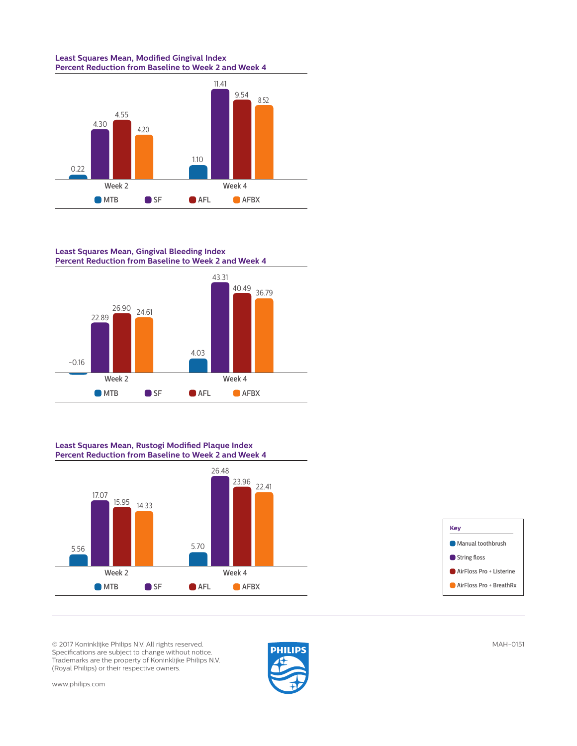### Least Squares Mean, Modified Gingival Index
### Percent Reduction from Baseline to Week 2 and Week 4

Week 2: 0.22, 4.30, 4.55, 4.20

Week 4: 1.10, 11.41, 9.54, 8.52

MTB SF AFL AFBX

### Least Squares Mean, Gingival Bleeding Index
### Percent Reduction from Baseline to Week 2 and Week 4

Week 2: -0.16, 22.89, 26.90, 24.61

Week 4: 4.03, 43.31, 40.49, 36.79

MTB SF AFL AFBX

### Least Squares Mean, Rustogi Modified Plaque Index
### Percent Reduction from Baseline to Week 2 and Week 4

Week 2: 5.56, 17.07, 15.95, 14.33

Week 4: 5.70, 26.48, 23.96, 22.41

MTB SF AFL AFBX

**Key**

- Manual toothbrush
- String floss
- AirFloss Pro + Listerine
- AirFloss Pro + BreathRx

© 2017 Koninklijke Philips N.V. All rights reserved.
Specifications are subject to change without notice.
Trademarks are the property of Koninklijke Philips N.V.
(Royal Philips) or their respective owners.

www.philips.com

PHILIPS

MAH-0151